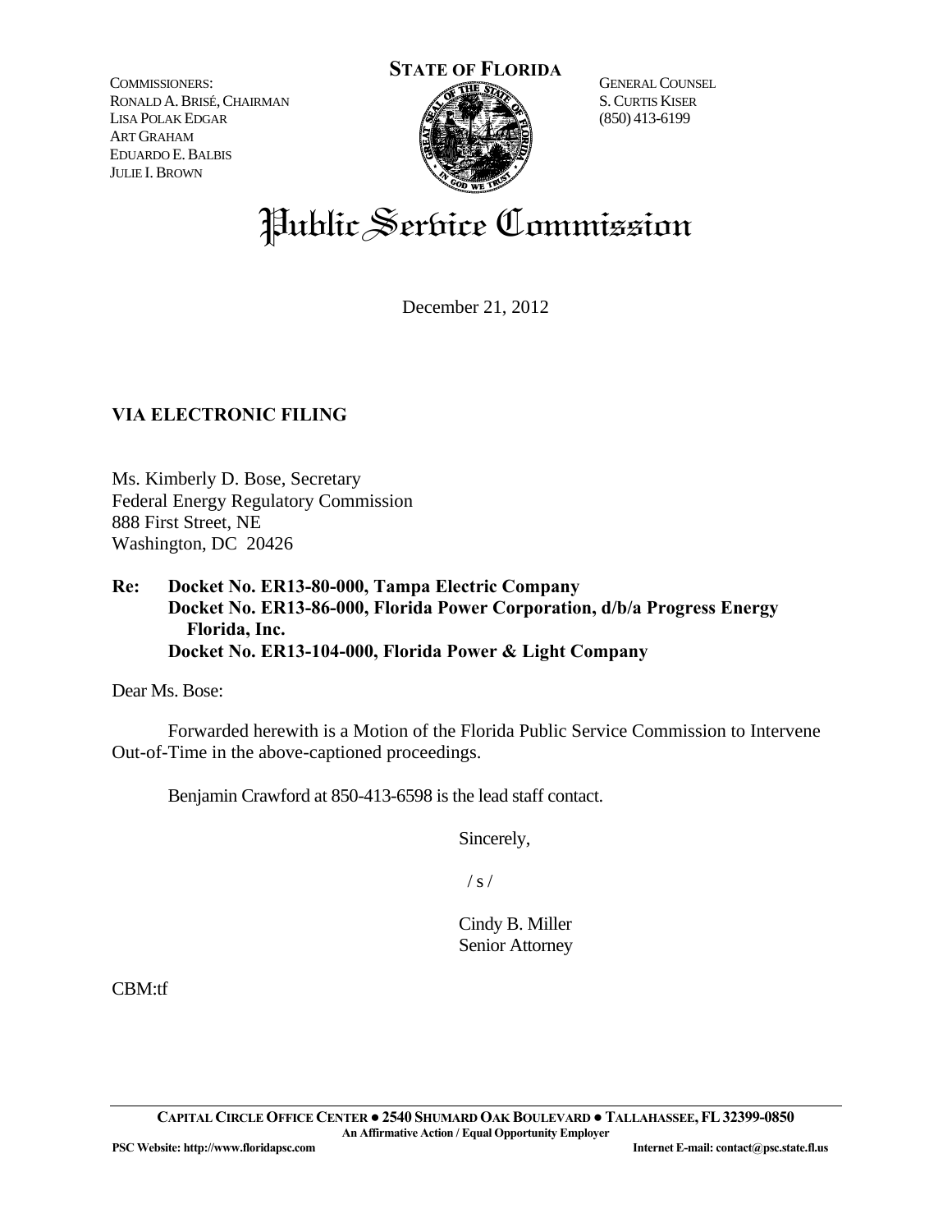**STATE OF FLORIDA**

COMMISSIONERS:
RONALD A. BRISÉ, CHAIRMAN
LISA POLAK EDGAR
ART GRAHAM
EDUARDO E. BALBIS
JULIE I. BROWN

GENERAL COUNSEL
S. CURTIS KISER
(850) 413-6199

# Public Service Commission

December 21, 2012

**VIA ELECTRONIC FILING**

Ms. Kimberly D. Bose, Secretary
Federal Energy Regulatory Commission
888 First Street, NE
Washington, DC 20426

**Re: Docket No. ER13-80-000, Tampa Electric Company**
**Docket No. ER13-86-000, Florida Power Corporation, d/b/a Progress Energy Florida, Inc.**
**Docket No. ER13-104-000, Florida Power & Light Company**

Dear Ms. Bose:

Forwarded herewith is a Motion of the Florida Public Service Commission to Intervene Out-of-Time in the above-captioned proceedings.

Benjamin Crawford at 850-413-6598 is the lead staff contact.

Sincerely,

/ s /

Cindy B. Miller
Senior Attorney

CBM:tf

**CAPITAL CIRCLE OFFICE CENTER ● 2540 SHUMARD OAK BOULEVARD ● TALLAHASSEE, FL 32399-0850**
**An Affirmative Action / Equal Opportunity Employer**
**PSC Website: http://www.floridapsc.com** **Internet E-mail: contact@psc.state.fl.us**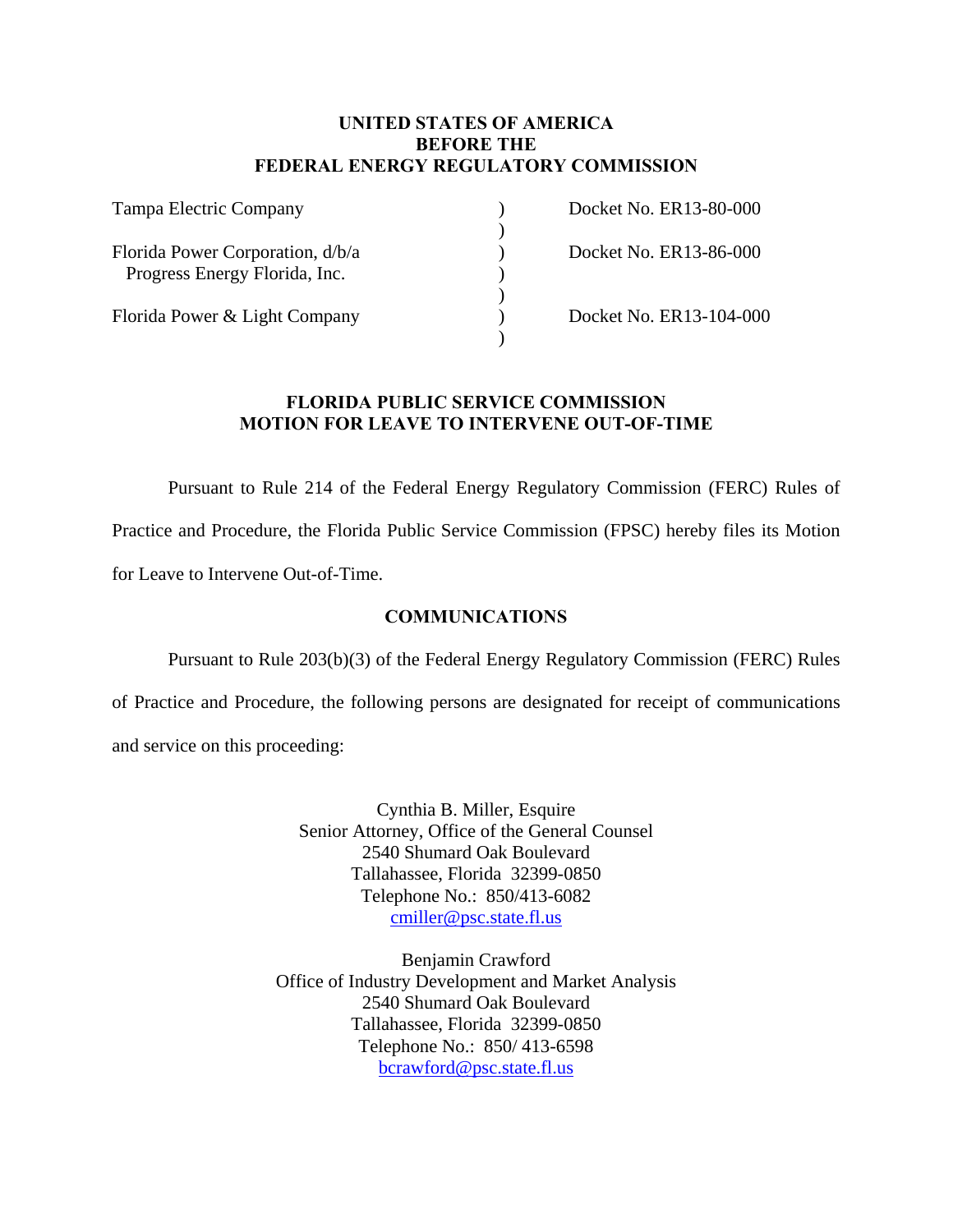**UNITED STATES OF AMERICA**
**BEFORE THE**
**FEDERAL ENERGY REGULATORY COMMISSION**

| | | |
|---|---|---|
| Tampa Electric Company | ) | Docket No. ER13-80-000 |
| | ) | |
| Florida Power Corporation, d/b/a Progress Energy Florida, Inc. | ) | Docket No. ER13-86-000 |
| | ) | |
| Florida Power & Light Company | ) | Docket No. ER13-104-000 |
| | ) | |

**FLORIDA PUBLIC SERVICE COMMISSION**
**MOTION FOR LEAVE TO INTERVENE OUT-OF-TIME**

Pursuant to Rule 214 of the Federal Energy Regulatory Commission (FERC) Rules of Practice and Procedure, the Florida Public Service Commission (FPSC) hereby files its Motion for Leave to Intervene Out-of-Time.

## COMMUNICATIONS

Pursuant to Rule 203(b)(3) of the Federal Energy Regulatory Commission (FERC) Rules of Practice and Procedure, the following persons are designated for receipt of communications and service on this proceeding:

Cynthia B. Miller, Esquire
Senior Attorney, Office of the General Counsel
2540 Shumard Oak Boulevard
Tallahassee, Florida 32399-0850
Telephone No.: 850/413-6082
cmiller@psc.state.fl.us

Benjamin Crawford
Office of Industry Development and Market Analysis
2540 Shumard Oak Boulevard
Tallahassee, Florida 32399-0850
Telephone No.: 850/ 413-6598
bcrawford@psc.state.fl.us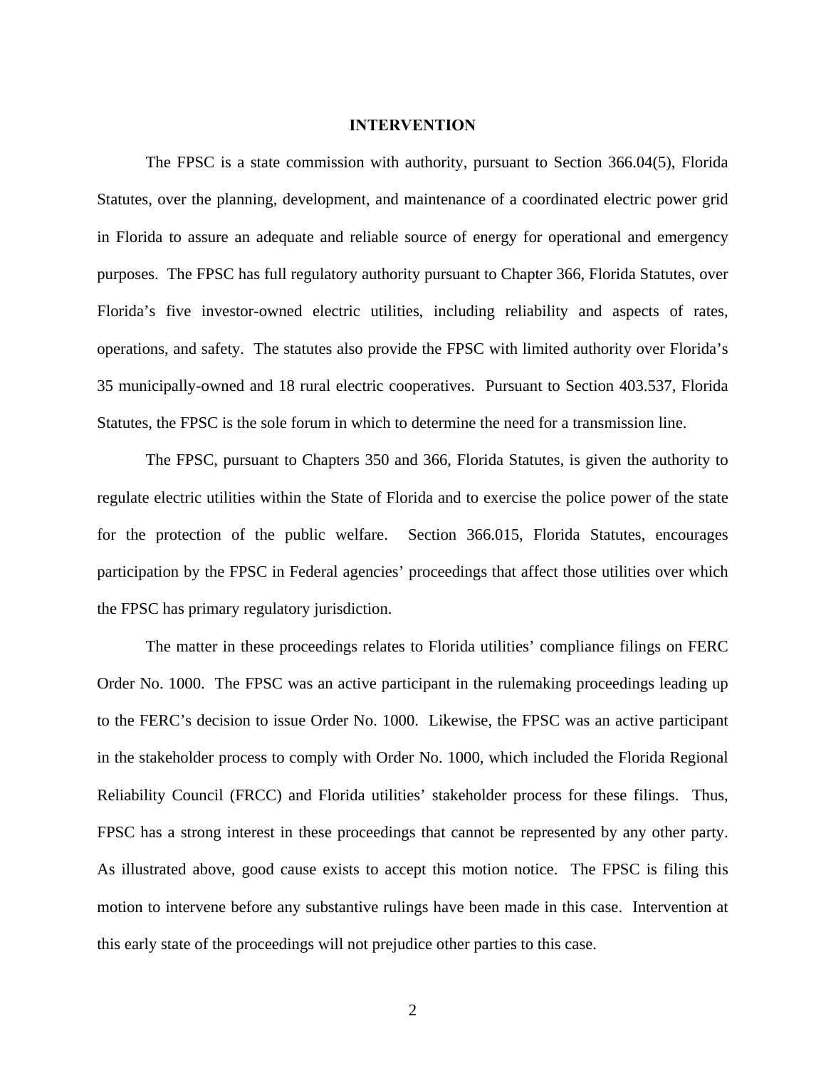## INTERVENTION

The FPSC is a state commission with authority, pursuant to Section 366.04(5), Florida Statutes, over the planning, development, and maintenance of a coordinated electric power grid in Florida to assure an adequate and reliable source of energy for operational and emergency purposes. The FPSC has full regulatory authority pursuant to Chapter 366, Florida Statutes, over Florida's five investor-owned electric utilities, including reliability and aspects of rates, operations, and safety. The statutes also provide the FPSC with limited authority over Florida's 35 municipally-owned and 18 rural electric cooperatives. Pursuant to Section 403.537, Florida Statutes, the FPSC is the sole forum in which to determine the need for a transmission line.

The FPSC, pursuant to Chapters 350 and 366, Florida Statutes, is given the authority to regulate electric utilities within the State of Florida and to exercise the police power of the state for the protection of the public welfare. Section 366.015, Florida Statutes, encourages participation by the FPSC in Federal agencies' proceedings that affect those utilities over which the FPSC has primary regulatory jurisdiction.

The matter in these proceedings relates to Florida utilities' compliance filings on FERC Order No. 1000. The FPSC was an active participant in the rulemaking proceedings leading up to the FERC's decision to issue Order No. 1000. Likewise, the FPSC was an active participant in the stakeholder process to comply with Order No. 1000, which included the Florida Regional Reliability Council (FRCC) and Florida utilities' stakeholder process for these filings. Thus, FPSC has a strong interest in these proceedings that cannot be represented by any other party. As illustrated above, good cause exists to accept this motion notice. The FPSC is filing this motion to intervene before any substantive rulings have been made in this case. Intervention at this early state of the proceedings will not prejudice other parties to this case.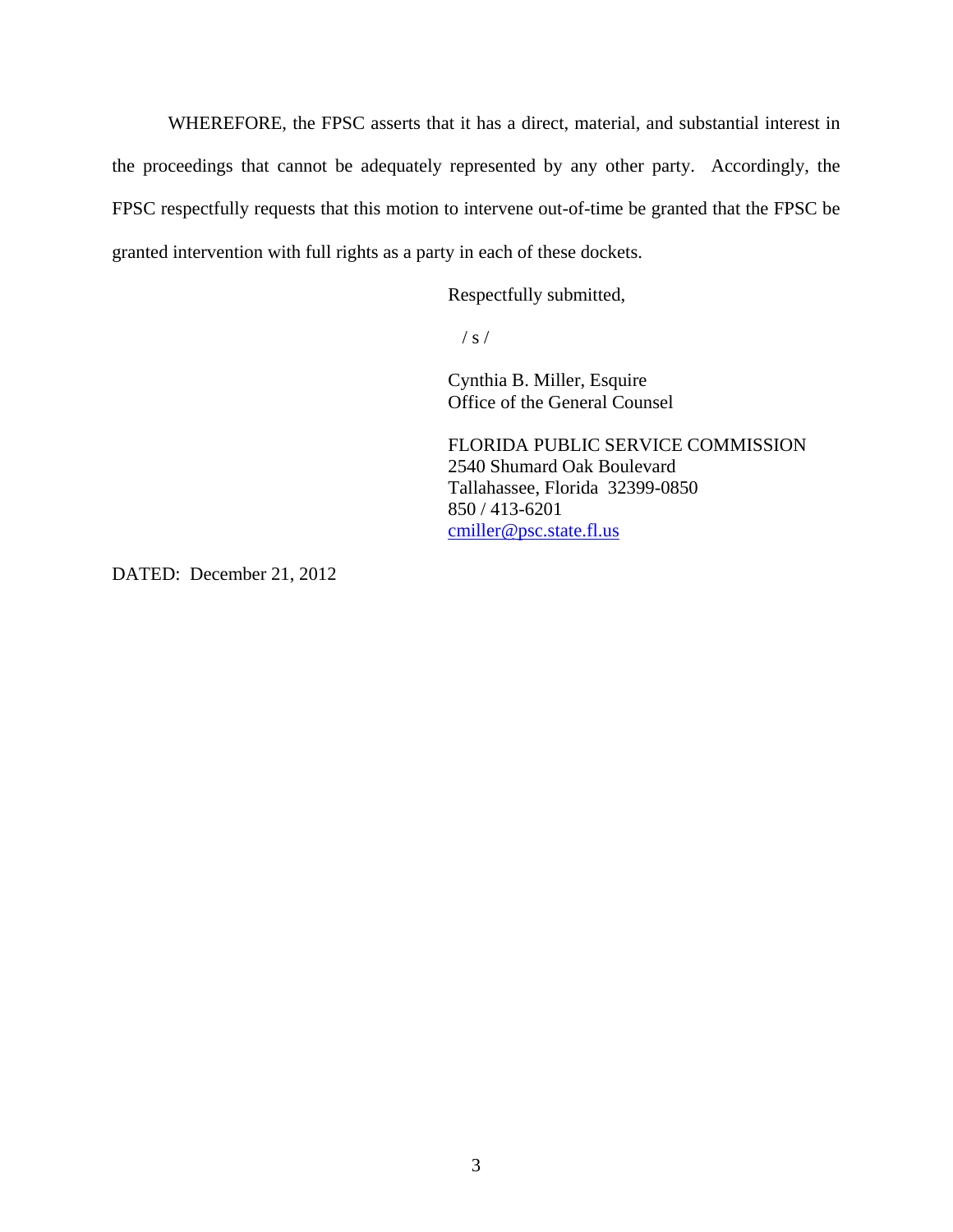WHEREFORE, the FPSC asserts that it has a direct, material, and substantial interest in the proceedings that cannot be adequately represented by any other party. Accordingly, the FPSC respectfully requests that this motion to intervene out-of-time be granted that the FPSC be granted intervention with full rights as a party in each of these dockets.

Respectfully submitted,

/ s /

Cynthia B. Miller, Esquire
Office of the General Counsel

FLORIDA PUBLIC SERVICE COMMISSION
2540 Shumard Oak Boulevard
Tallahassee, Florida 32399-0850
850 / 413-6201
cmiller@psc.state.fl.us

DATED: December 21, 2012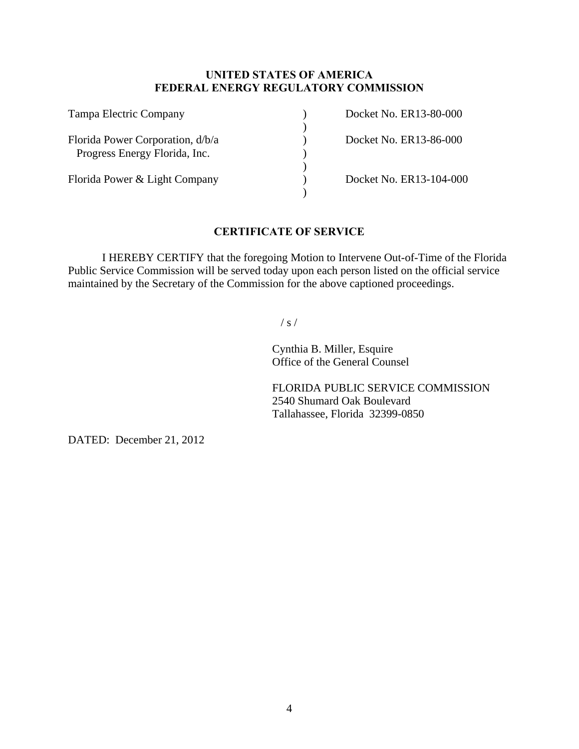**UNITED STATES OF AMERICA**
**FEDERAL ENERGY REGULATORY COMMISSION**

| | | |
|---|---|---|
| Tampa Electric Company | ) | Docket No. ER13-80-000 |
| | ) | |
| Florida Power Corporation, d/b/a Progress Energy Florida, Inc. | ) | Docket No. ER13-86-000 |
| | ) | |
| | ) | |
| Florida Power & Light Company | ) | Docket No. ER13-104-000 |
| | ) | |

**CERTIFICATE OF SERVICE**

I HEREBY CERTIFY that the foregoing Motion to Intervene Out-of-Time of the Florida Public Service Commission will be served today upon each person listed on the official service maintained by the Secretary of the Commission for the above captioned proceedings.

/ s /

Cynthia B. Miller, Esquire
Office of the General Counsel

FLORIDA PUBLIC SERVICE COMMISSION
2540 Shumard Oak Boulevard
Tallahassee, Florida 32399-0850

DATED: December 21, 2012